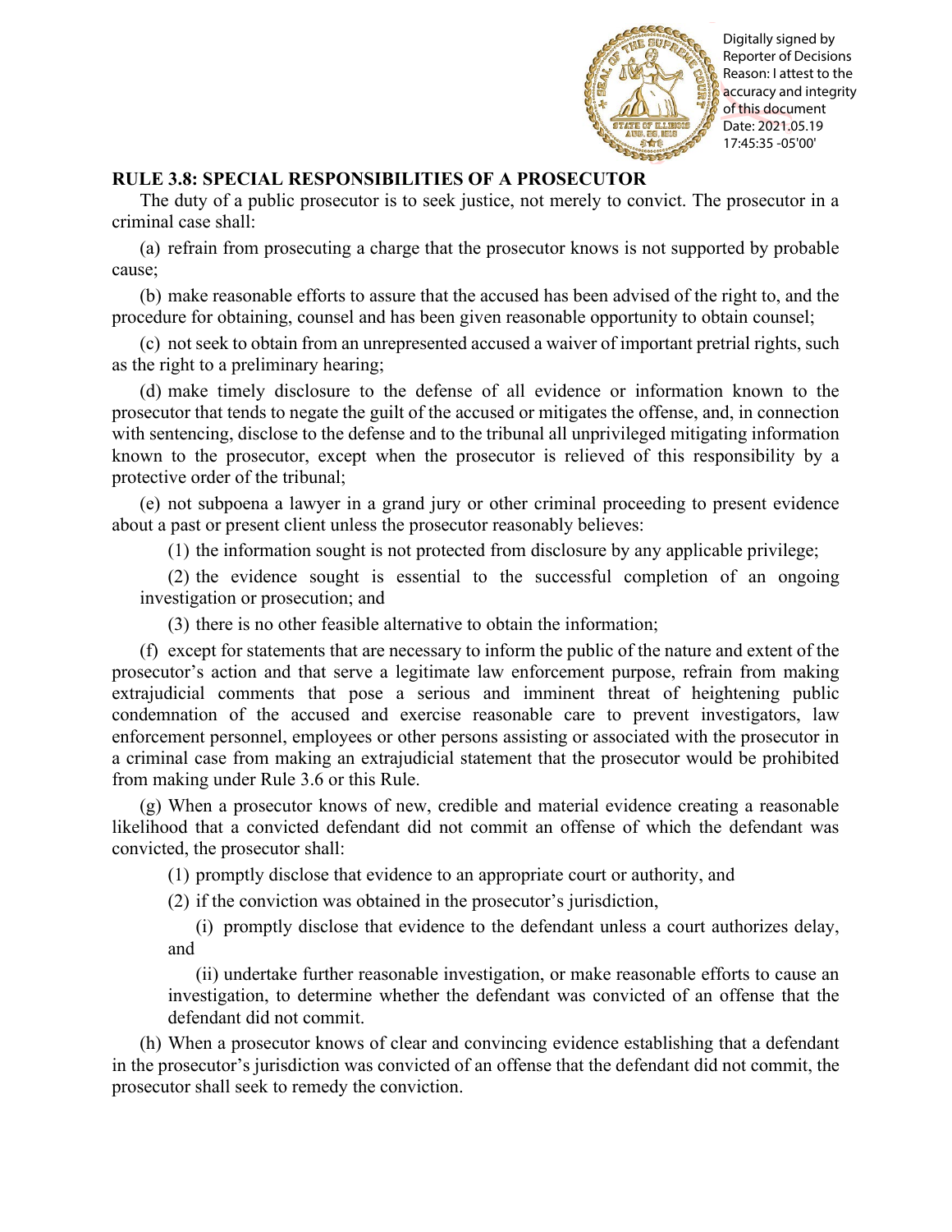Digitally signed by Reporter of Decisions
Reason: I attest to the accuracy and integrity of this document
Date: 2021.05.19 17:45:35 -05'00'

## RULE 3.8: SPECIAL RESPONSIBILITIES OF A PROSECUTOR

The duty of a public prosecutor is to seek justice, not merely to convict. The prosecutor in a criminal case shall:

(a) refrain from prosecuting a charge that the prosecutor knows is not supported by probable cause;

(b) make reasonable efforts to assure that the accused has been advised of the right to, and the procedure for obtaining, counsel and has been given reasonable opportunity to obtain counsel;

(c) not seek to obtain from an unrepresented accused a waiver of important pretrial rights, such as the right to a preliminary hearing;

(d) make timely disclosure to the defense of all evidence or information known to the prosecutor that tends to negate the guilt of the accused or mitigates the offense, and, in connection with sentencing, disclose to the defense and to the tribunal all unprivileged mitigating information known to the prosecutor, except when the prosecutor is relieved of this responsibility by a protective order of the tribunal;

(e) not subpoena a lawyer in a grand jury or other criminal proceeding to present evidence about a past or present client unless the prosecutor reasonably believes:

(1) the information sought is not protected from disclosure by any applicable privilege;

(2) the evidence sought is essential to the successful completion of an ongoing investigation or prosecution; and

(3) there is no other feasible alternative to obtain the information;

(f) except for statements that are necessary to inform the public of the nature and extent of the prosecutor's action and that serve a legitimate law enforcement purpose, refrain from making extrajudicial comments that pose a serious and imminent threat of heightening public condemnation of the accused and exercise reasonable care to prevent investigators, law enforcement personnel, employees or other persons assisting or associated with the prosecutor in a criminal case from making an extrajudicial statement that the prosecutor would be prohibited from making under Rule 3.6 or this Rule.

(g) When a prosecutor knows of new, credible and material evidence creating a reasonable likelihood that a convicted defendant did not commit an offense of which the defendant was convicted, the prosecutor shall:

(1) promptly disclose that evidence to an appropriate court or authority, and

(2) if the conviction was obtained in the prosecutor's jurisdiction,

(i) promptly disclose that evidence to the defendant unless a court authorizes delay, and

(ii) undertake further reasonable investigation, or make reasonable efforts to cause an investigation, to determine whether the defendant was convicted of an offense that the defendant did not commit.

(h) When a prosecutor knows of clear and convincing evidence establishing that a defendant in the prosecutor's jurisdiction was convicted of an offense that the defendant did not commit, the prosecutor shall seek to remedy the conviction.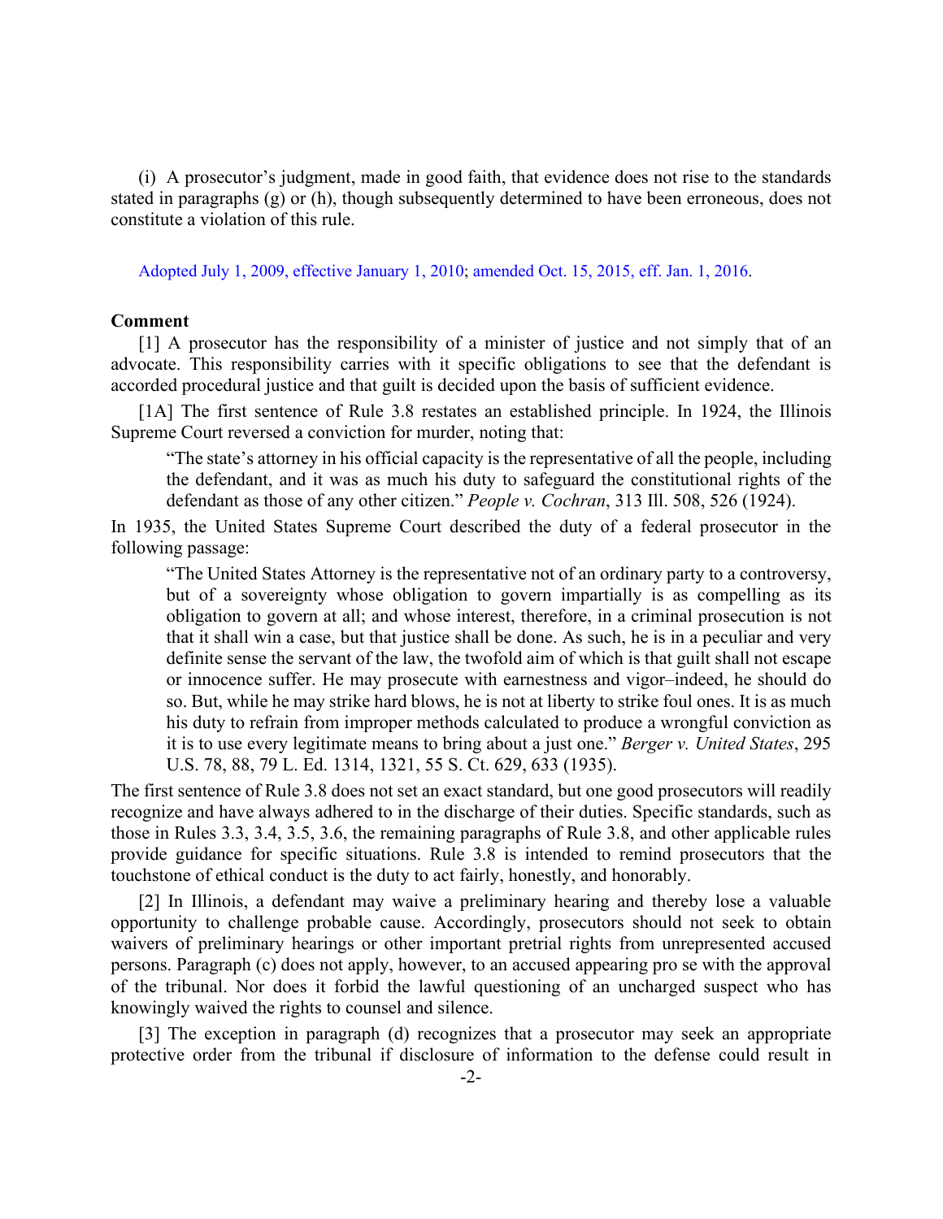(i) A prosecutor's judgment, made in good faith, that evidence does not rise to the standards stated in paragraphs (g) or (h), though subsequently determined to have been erroneous, does not constitute a violation of this rule.

Adopted July 1, 2009, effective January 1, 2010; amended Oct. 15, 2015, eff. Jan. 1, 2016.

**Comment**

[1] A prosecutor has the responsibility of a minister of justice and not simply that of an advocate. This responsibility carries with it specific obligations to see that the defendant is accorded procedural justice and that guilt is decided upon the basis of sufficient evidence.

[1A] The first sentence of Rule 3.8 restates an established principle. In 1924, the Illinois Supreme Court reversed a conviction for murder, noting that:

> "The state's attorney in his official capacity is the representative of all the people, including the defendant, and it was as much his duty to safeguard the constitutional rights of the defendant as those of any other citizen." *People v. Cochran*, 313 Ill. 508, 526 (1924).

In 1935, the United States Supreme Court described the duty of a federal prosecutor in the following passage:

> "The United States Attorney is the representative not of an ordinary party to a controversy, but of a sovereignty whose obligation to govern impartially is as compelling as its obligation to govern at all; and whose interest, therefore, in a criminal prosecution is not that it shall win a case, but that justice shall be done. As such, he is in a peculiar and very definite sense the servant of the law, the twofold aim of which is that guilt shall not escape or innocence suffer. He may prosecute with earnestness and vigor–indeed, he should do so. But, while he may strike hard blows, he is not at liberty to strike foul ones. It is as much his duty to refrain from improper methods calculated to produce a wrongful conviction as it is to use every legitimate means to bring about a just one." *Berger v. United States*, 295 U.S. 78, 88, 79 L. Ed. 1314, 1321, 55 S. Ct. 629, 633 (1935).

The first sentence of Rule 3.8 does not set an exact standard, but one good prosecutors will readily recognize and have always adhered to in the discharge of their duties. Specific standards, such as those in Rules 3.3, 3.4, 3.5, 3.6, the remaining paragraphs of Rule 3.8, and other applicable rules provide guidance for specific situations. Rule 3.8 is intended to remind prosecutors that the touchstone of ethical conduct is the duty to act fairly, honestly, and honorably.

[2] In Illinois, a defendant may waive a preliminary hearing and thereby lose a valuable opportunity to challenge probable cause. Accordingly, prosecutors should not seek to obtain waivers of preliminary hearings or other important pretrial rights from unrepresented accused persons. Paragraph (c) does not apply, however, to an accused appearing pro se with the approval of the tribunal. Nor does it forbid the lawful questioning of an uncharged suspect who has knowingly waived the rights to counsel and silence.

[3] The exception in paragraph (d) recognizes that a prosecutor may seek an appropriate protective order from the tribunal if disclosure of information to the defense could result in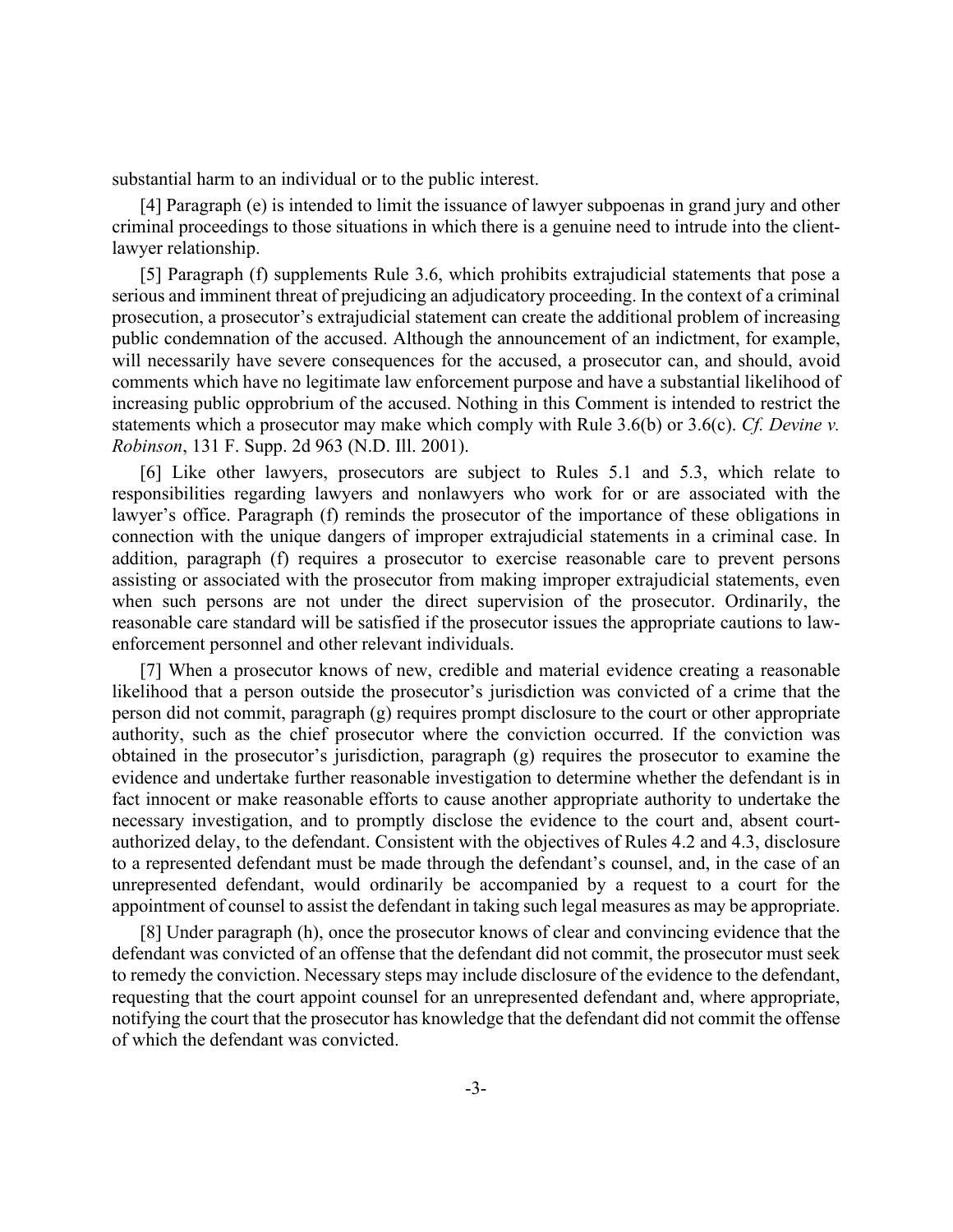substantial harm to an individual or to the public interest.

[4] Paragraph (e) is intended to limit the issuance of lawyer subpoenas in grand jury and other criminal proceedings to those situations in which there is a genuine need to intrude into the client-lawyer relationship.

[5] Paragraph (f) supplements Rule 3.6, which prohibits extrajudicial statements that pose a serious and imminent threat of prejudicing an adjudicatory proceeding. In the context of a criminal prosecution, a prosecutor's extrajudicial statement can create the additional problem of increasing public condemnation of the accused. Although the announcement of an indictment, for example, will necessarily have severe consequences for the accused, a prosecutor can, and should, avoid comments which have no legitimate law enforcement purpose and have a substantial likelihood of increasing public opprobrium of the accused. Nothing in this Comment is intended to restrict the statements which a prosecutor may make which comply with Rule 3.6(b) or 3.6(c). *Cf. Devine v. Robinson*, 131 F. Supp. 2d 963 (N.D. Ill. 2001).

[6] Like other lawyers, prosecutors are subject to Rules 5.1 and 5.3, which relate to responsibilities regarding lawyers and nonlawyers who work for or are associated with the lawyer's office. Paragraph (f) reminds the prosecutor of the importance of these obligations in connection with the unique dangers of improper extrajudicial statements in a criminal case. In addition, paragraph (f) requires a prosecutor to exercise reasonable care to prevent persons assisting or associated with the prosecutor from making improper extrajudicial statements, even when such persons are not under the direct supervision of the prosecutor. Ordinarily, the reasonable care standard will be satisfied if the prosecutor issues the appropriate cautions to law-enforcement personnel and other relevant individuals.

[7] When a prosecutor knows of new, credible and material evidence creating a reasonable likelihood that a person outside the prosecutor's jurisdiction was convicted of a crime that the person did not commit, paragraph (g) requires prompt disclosure to the court or other appropriate authority, such as the chief prosecutor where the conviction occurred. If the conviction was obtained in the prosecutor's jurisdiction, paragraph (g) requires the prosecutor to examine the evidence and undertake further reasonable investigation to determine whether the defendant is in fact innocent or make reasonable efforts to cause another appropriate authority to undertake the necessary investigation, and to promptly disclose the evidence to the court and, absent court-authorized delay, to the defendant. Consistent with the objectives of Rules 4.2 and 4.3, disclosure to a represented defendant must be made through the defendant's counsel, and, in the case of an unrepresented defendant, would ordinarily be accompanied by a request to a court for the appointment of counsel to assist the defendant in taking such legal measures as may be appropriate.

[8] Under paragraph (h), once the prosecutor knows of clear and convincing evidence that the defendant was convicted of an offense that the defendant did not commit, the prosecutor must seek to remedy the conviction. Necessary steps may include disclosure of the evidence to the defendant, requesting that the court appoint counsel for an unrepresented defendant and, where appropriate, notifying the court that the prosecutor has knowledge that the defendant did not commit the offense of which the defendant was convicted.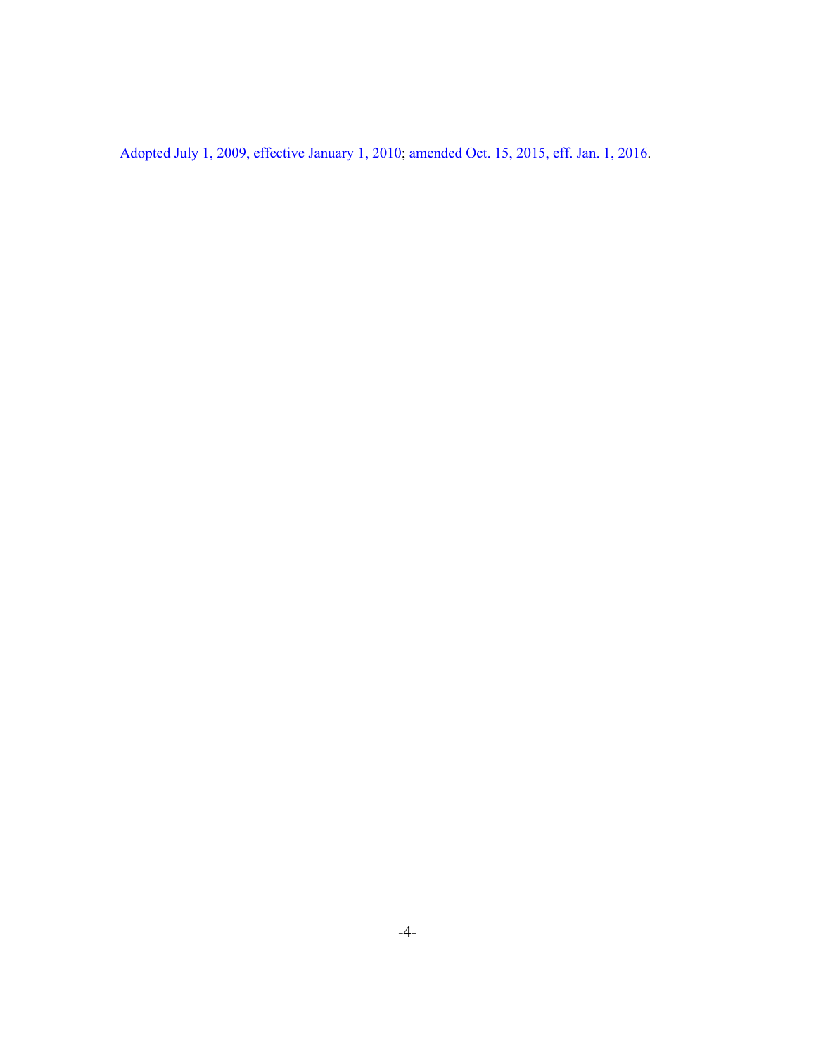Adopted July 1, 2009, effective January 1, 2010; amended Oct. 15, 2015, eff. Jan. 1, 2016.